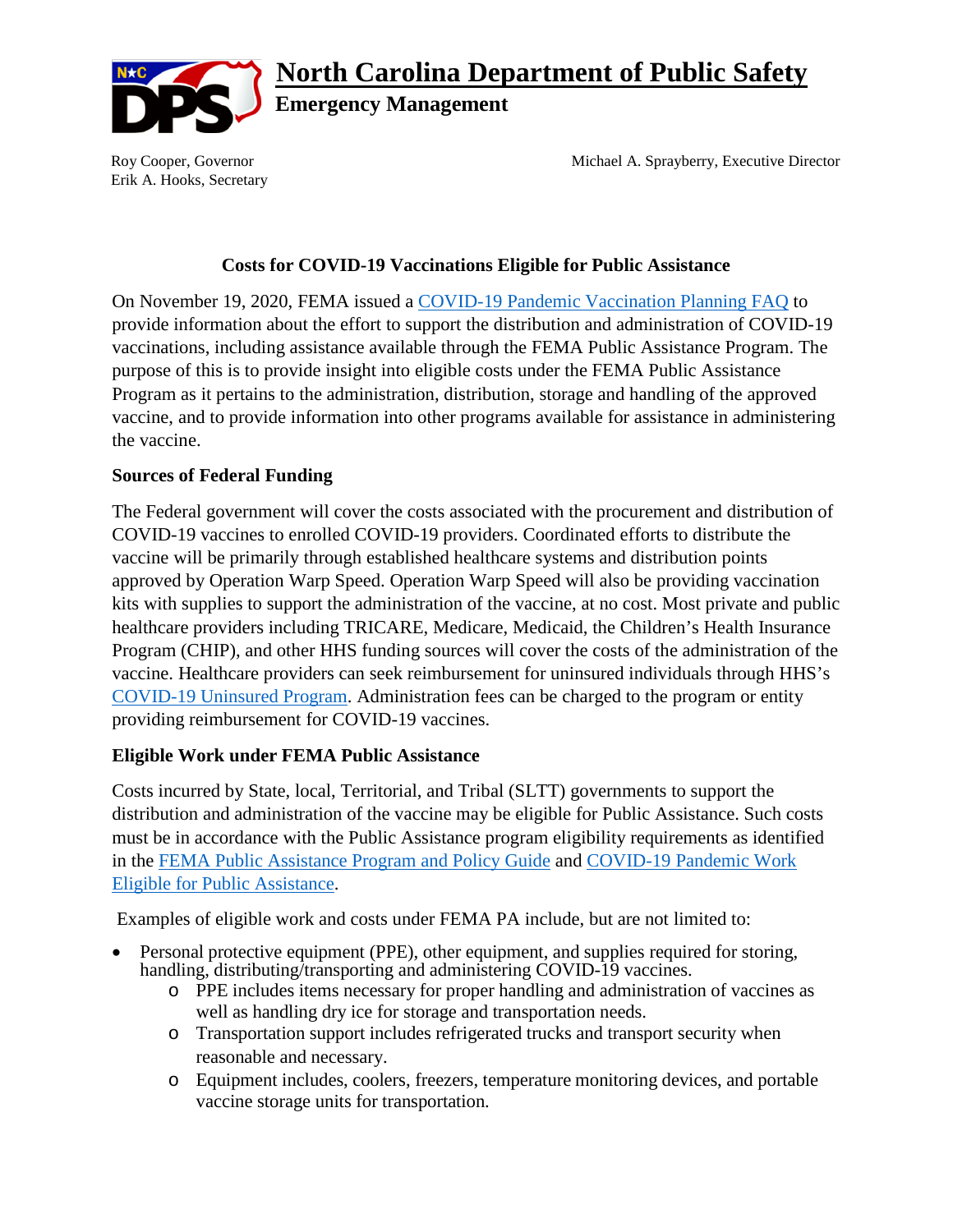# North Carolina Department of Public Safety

**Emergency Management**

Roy Cooper, Governor
Erik A. Hooks, Secretary

Michael A. Sprayberry, Executive Director

## Costs for COVID-19 Vaccinations Eligible for Public Assistance

On November 19, 2020, FEMA issued a COVID-19 Pandemic Vaccination Planning FAQ to provide information about the effort to support the distribution and administration of COVID-19 vaccinations, including assistance available through the FEMA Public Assistance Program. The purpose of this is to provide insight into eligible costs under the FEMA Public Assistance Program as it pertains to the administration, distribution, storage and handling of the approved vaccine, and to provide information into other programs available for assistance in administering the vaccine.

### Sources of Federal Funding

The Federal government will cover the costs associated with the procurement and distribution of COVID-19 vaccines to enrolled COVID-19 providers. Coordinated efforts to distribute the vaccine will be primarily through established healthcare systems and distribution points approved by Operation Warp Speed. Operation Warp Speed will also be providing vaccination kits with supplies to support the administration of the vaccine, at no cost. Most private and public healthcare providers including TRICARE, Medicare, Medicaid, the Children's Health Insurance Program (CHIP), and other HHS funding sources will cover the costs of the administration of the vaccine. Healthcare providers can seek reimbursement for uninsured individuals through HHS's COVID-19 Uninsured Program. Administration fees can be charged to the program or entity providing reimbursement for COVID-19 vaccines.

### Eligible Work under FEMA Public Assistance

Costs incurred by State, local, Territorial, and Tribal (SLTT) governments to support the distribution and administration of the vaccine may be eligible for Public Assistance. Such costs must be in accordance with the Public Assistance program eligibility requirements as identified in the FEMA Public Assistance Program and Policy Guide and COVID-19 Pandemic Work Eligible for Public Assistance.

Examples of eligible work and costs under FEMA PA include, but are not limited to:

- Personal protective equipment (PPE), other equipment, and supplies required for storing, handling, distributing/transporting and administering COVID-19 vaccines.
  - PPE includes items necessary for proper handling and administration of vaccines as well as handling dry ice for storage and transportation needs.
  - Transportation support includes refrigerated trucks and transport security when reasonable and necessary.
  - Equipment includes, coolers, freezers, temperature monitoring devices, and portable vaccine storage units for transportation.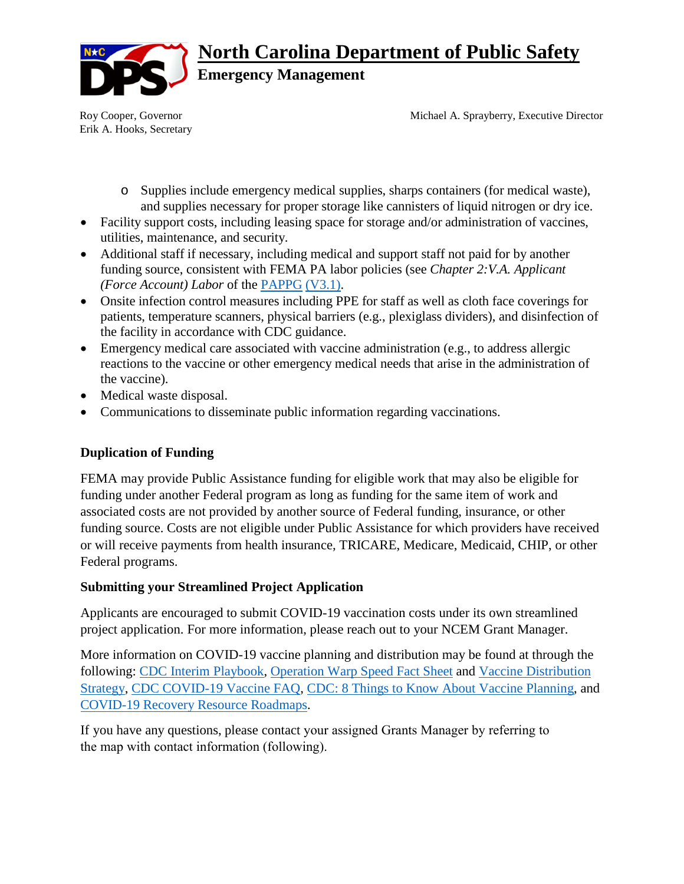- Supplies include emergency medical supplies, sharps containers (for medical waste), and supplies necessary for proper storage like cannisters of liquid nitrogen or dry ice.
- Facility support costs, including leasing space for storage and/or administration of vaccines, utilities, maintenance, and security.
- Additional staff if necessary, including medical and support staff not paid for by another funding source, consistent with FEMA PA labor policies (see *Chapter 2:V.A. Applicant (Force Account) Labor* of the PAPPG (V3.1).
- Onsite infection control measures including PPE for staff as well as cloth face coverings for patients, temperature scanners, physical barriers (e.g., plexiglass dividers), and disinfection of the facility in accordance with CDC guidance.
- Emergency medical care associated with vaccine administration (e.g., to address allergic reactions to the vaccine or other emergency medical needs that arise in the administration of the vaccine).
- Medical waste disposal.
- Communications to disseminate public information regarding vaccinations.

**Duplication of Funding**

FEMA may provide Public Assistance funding for eligible work that may also be eligible for funding under another Federal program as long as funding for the same item of work and associated costs are not provided by another source of Federal funding, insurance, or other funding source. Costs are not eligible under Public Assistance for which providers have received or will receive payments from health insurance, TRICARE, Medicare, Medicaid, CHIP, or other Federal programs.

**Submitting your Streamlined Project Application**

Applicants are encouraged to submit COVID-19 vaccination costs under its own streamlined project application. For more information, please reach out to your NCEM Grant Manager.

More information on COVID-19 vaccine planning and distribution may be found at through the following: CDC Interim Playbook, Operation Warp Speed Fact Sheet and Vaccine Distribution Strategy, CDC COVID-19 Vaccine FAQ, CDC: 8 Things to Know About Vaccine Planning, and COVID-19 Recovery Resource Roadmaps.

If you have any questions, please contact your assigned Grants Manager by referring to the map with contact information (following).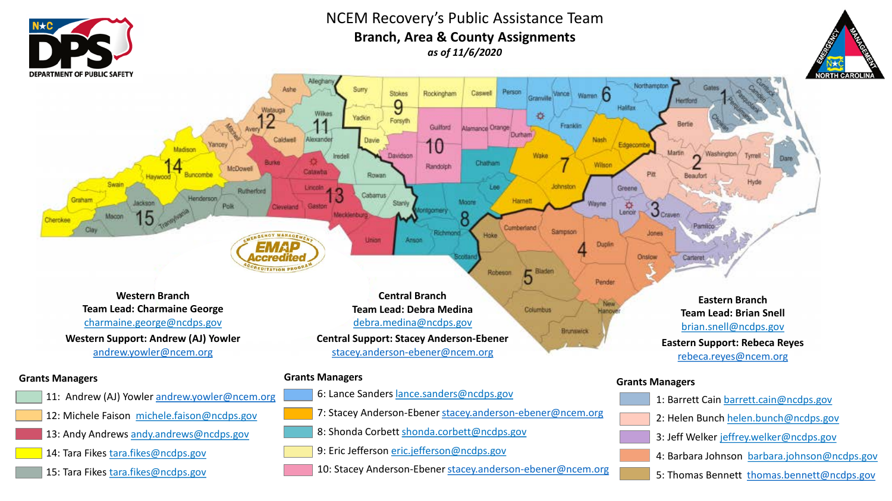# NCEM Recovery's Public Assistance Team

## Branch, Area & County Assignments

*as of 11/6/2020*

### Western Branch

**Team Lead: Charmaine George**
charmaine.george@ncdps.gov

**Western Support: Andrew (AJ) Yowler**
andrew.yowler@ncem.org

**Grants Managers**

- 11: Andrew (AJ) Yowler andrew.yowler@ncem.org
- 12: Michele Faison michele.faison@ncdps.gov
- 13: Andy Andrews andy.andrews@ncdps.gov
- 14: Tara Fikes tara.fikes@ncdps.gov
- 15: Tara Fikes tara.fikes@ncdps.gov

### Central Branch

**Team Lead: Debra Medina**
debra.medina@ncdps.gov

**Central Support: Stacey Anderson-Ebener**
stacey.anderson-ebener@ncem.org

**Grants Managers**

- 6: Lance Sanders lance.sanders@ncdps.gov
- 7: Stacey Anderson-Ebener stacey.anderson-ebener@ncem.org
- 8: Shonda Corbett shonda.corbett@ncdps.gov
- 9: Eric Jefferson eric.jefferson@ncdps.gov
- 10: Stacey Anderson-Ebener stacey.anderson-ebener@ncem.org

### Eastern Branch

**Team Lead: Brian Snell**
brian.snell@ncdps.gov

**Eastern Support: Rebeca Reyes**
rebeca.reyes@ncem.org

**Grants Managers**

- 1: Barrett Cain barrett.cain@ncdps.gov
- 2: Helen Bunch helen.bunch@ncdps.gov
- 3: Jeff Welker jeffrey.welker@ncdps.gov
- 4: Barbara Johnson barbara.johnson@ncdps.gov
- 5: Thomas Bennett thomas.bennett@ncdps.gov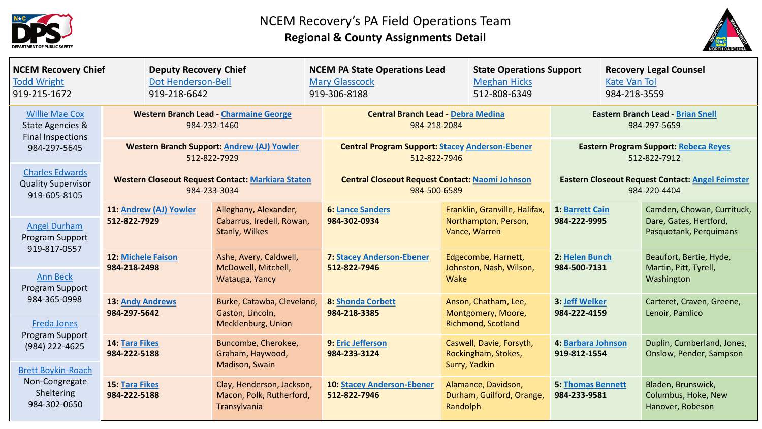# NCEM Recovery's PA Field Operations Team

## Regional & County Assignments Detail

| NCEM Recovery Chief | Deputy Recovery Chief | NCEM PA State Operations Lead | State Operations Support | Recovery Legal Counsel |
|---|---|---|---|---|
| Todd Wright<br>919-215-1672 | Dot Henderson-Bell<br>919-218-6642 | Mary Glasscock<br>919-306-8188 | Meghan Hicks<br>512-808-6349 | Kate Van Tol<br>984-218-3559 |

**Willie Mae Cox**
State Agencies & Final Inspections
984-297-5645

**Charles Edwards**
Quality Supervisor
919-605-8105

**Angel Durham**
Program Support
919-817-0557

**Ann Beck**
Program Support
984-365-0998

**Freda Jones**
Program Support
(984) 222-4625

**Brett Boykin-Roach**
Non-Congregate Sheltering
984-302-0650

| | Western | Central | Eastern |
|---|---|---|---|
| Branch Lead | **Western Branch Lead - Charmaine George**<br>984-232-1460 | **Central Branch Lead - Debra Medina**<br>984-218-2084 | **Eastern Branch Lead - Brian Snell**<br>984-297-5659 |
| Support | **Western Branch Support: Andrew (AJ) Yowler**<br>512-822-7929 | **Central Program Support: Stacey Anderson-Ebener**<br>512-822-7946 | **Eastern Program Support: Rebeca Reyes**<br>512-822-7912 |
| Closeout Request Contact | **Western Closeout Request Contact: Markiara Staten**<br>984-233-3034 | **Central Closeout Request Contact: Naomi Johnson**<br>984-500-6589 | **Eastern Closeout Request Contact: Angel Feimster**<br>984-220-4404 |

| Western Region | Western Counties | Central Region | Central Counties | Eastern Region | Eastern Counties |
|---|---|---|---|---|---|
| **11: Andrew (AJ) Yowler**<br>**512-822-7929** | Alleghany, Alexander, Cabarrus, Iredell, Rowan, Stanly, Wilkes | **6: Lance Sanders**<br>**984-302-0934** | Franklin, Granville, Halifax, Northampton, Person, Vance, Warren | **1: Barrett Cain**<br>**984-222-9995** | Camden, Chowan, Currituck, Dare, Gates, Hertford, Pasquotank, Perquimans |
| **12: Michele Faison**<br>**984-218-2498** | Ashe, Avery, Caldwell, McDowell, Mitchell, Watauga, Yancy | **7: Stacey Anderson-Ebener**<br>**512-822-7946** | Edgecombe, Harnett, Johnston, Nash, Wilson, Wake | **2: Helen Bunch**<br>**984-500-7131** | Beaufort, Bertie, Hyde, Martin, Pitt, Tyrell, Washington |
| **13: Andy Andrews**<br>**984-297-5642** | Burke, Catawba, Cleveland, Gaston, Lincoln, Mecklenburg, Union | **8: Shonda Corbett**<br>**984-218-3385** | Anson, Chatham, Lee, Montgomery, Moore, Richmond, Scotland | **3: Jeff Welker**<br>**984-222-4159** | Carteret, Craven, Greene, Lenoir, Pamlico |
| **14: Tara Fikes**<br>**984-222-5188** | Buncombe, Cherokee, Graham, Haywood, Madison, Swain | **9: Eric Jefferson**<br>**984-233-3124** | Caswell, Davie, Forsyth, Rockingham, Stokes, Surry, Yadkin | **4: Barbara Johnson**<br>**919-812-1554** | Duplin, Cumberland, Jones, Onslow, Pender, Sampson |
| **15: Tara Fikes**<br>**984-222-5188** | Clay, Henderson, Jackson, Macon, Polk, Rutherford, Transylvania | **10: Stacey Anderson-Ebener**<br>**512-822-7946** | Alamance, Davidson, Durham, Guilford, Orange, Randolph | **5: Thomas Bennett**<br>**984-233-9581** | Bladen, Brunswick, Columbus, Hoke, New Hanover, Robeson |